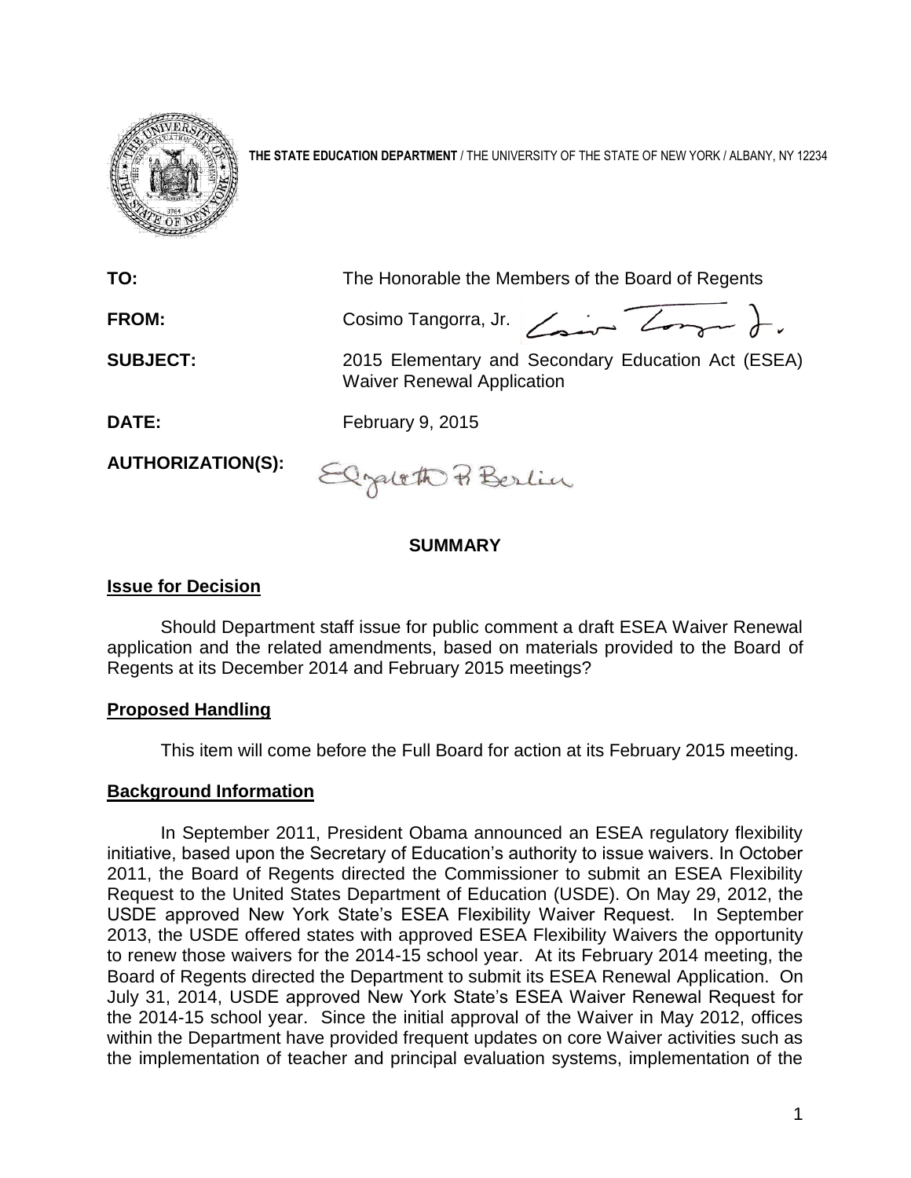**THE STATE EDUCATION DEPARTMENT** / THE UNIVERSITY OF THE STATE OF NEW YORK / ALBANY, NY 12234

**TO:** The Honorable the Members of the Board of Regents

**FROM:** Cosimo Tangorra, Jr.

**SUBJECT:** 2015 Elementary and Secondary Education Act (ESEA) Waiver Renewal Application

**DATE:** February 9, 2015

**AUTHORIZATION(S):**

## SUMMARY

### Issue for Decision

Should Department staff issue for public comment a draft ESEA Waiver Renewal application and the related amendments, based on materials provided to the Board of Regents at its December 2014 and February 2015 meetings?

### Proposed Handling

This item will come before the Full Board for action at its February 2015 meeting.

### Background Information

In September 2011, President Obama announced an ESEA regulatory flexibility initiative, based upon the Secretary of Education's authority to issue waivers. In October 2011, the Board of Regents directed the Commissioner to submit an ESEA Flexibility Request to the United States Department of Education (USDE). On May 29, 2012, the USDE approved New York State's ESEA Flexibility Waiver Request. In September 2013, the USDE offered states with approved ESEA Flexibility Waivers the opportunity to renew those waivers for the 2014-15 school year. At its February 2014 meeting, the Board of Regents directed the Department to submit its ESEA Renewal Application. On July 31, 2014, USDE approved New York State's ESEA Waiver Renewal Request for the 2014-15 school year. Since the initial approval of the Waiver in May 2012, offices within the Department have provided frequent updates on core Waiver activities such as the implementation of teacher and principal evaluation systems, implementation of the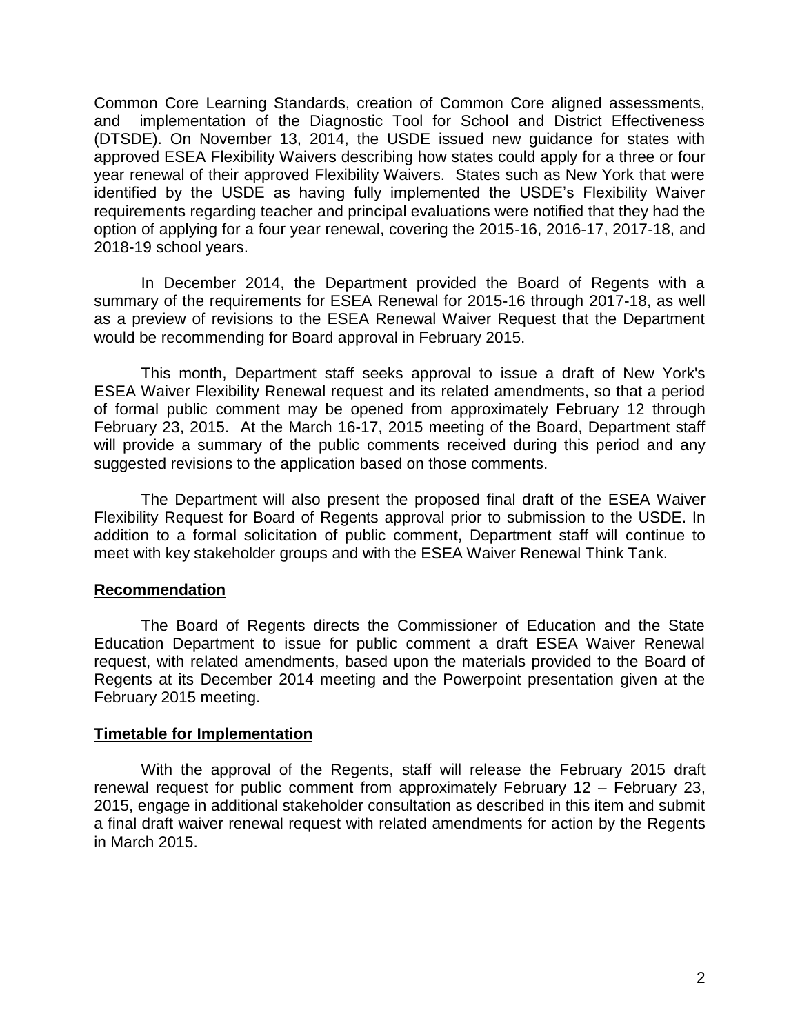Common Core Learning Standards, creation of Common Core aligned assessments, and implementation of the Diagnostic Tool for School and District Effectiveness (DTSDE). On November 13, 2014, the USDE issued new guidance for states with approved ESEA Flexibility Waivers describing how states could apply for a three or four year renewal of their approved Flexibility Waivers. States such as New York that were identified by the USDE as having fully implemented the USDE's Flexibility Waiver requirements regarding teacher and principal evaluations were notified that they had the option of applying for a four year renewal, covering the 2015-16, 2016-17, 2017-18, and 2018-19 school years.

In December 2014, the Department provided the Board of Regents with a summary of the requirements for ESEA Renewal for 2015-16 through 2017-18, as well as a preview of revisions to the ESEA Renewal Waiver Request that the Department would be recommending for Board approval in February 2015.

This month, Department staff seeks approval to issue a draft of New York's ESEA Waiver Flexibility Renewal request and its related amendments, so that a period of formal public comment may be opened from approximately February 12 through February 23, 2015. At the March 16-17, 2015 meeting of the Board, Department staff will provide a summary of the public comments received during this period and any suggested revisions to the application based on those comments.

The Department will also present the proposed final draft of the ESEA Waiver Flexibility Request for Board of Regents approval prior to submission to the USDE. In addition to a formal solicitation of public comment, Department staff will continue to meet with key stakeholder groups and with the ESEA Waiver Renewal Think Tank.

## Recommendation

The Board of Regents directs the Commissioner of Education and the State Education Department to issue for public comment a draft ESEA Waiver Renewal request, with related amendments, based upon the materials provided to the Board of Regents at its December 2014 meeting and the Powerpoint presentation given at the February 2015 meeting.

## Timetable for Implementation

With the approval of the Regents, staff will release the February 2015 draft renewal request for public comment from approximately February 12 – February 23, 2015, engage in additional stakeholder consultation as described in this item and submit a final draft waiver renewal request with related amendments for action by the Regents in March 2015.